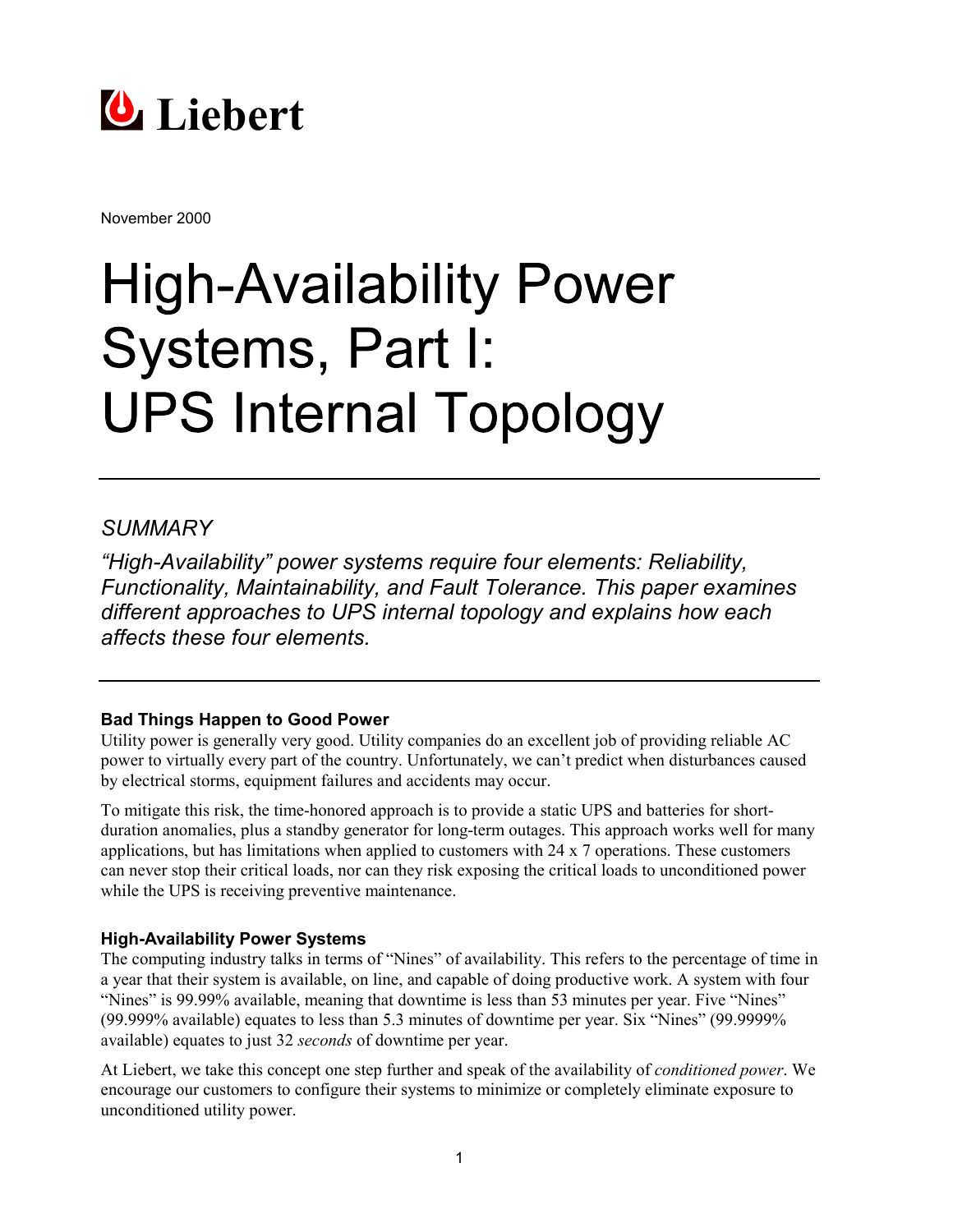Liebert

November 2000

# High-Availability Power Systems, Part I: UPS Internal Topology

## *SUMMARY*

*"High-Availability" power systems require four elements: Reliability, Functionality, Maintainability, and Fault Tolerance. This paper examines different approaches to UPS internal topology and explains how each affects these four elements.*

### Bad Things Happen to Good Power

Utility power is generally very good. Utility companies do an excellent job of providing reliable AC power to virtually every part of the country. Unfortunately, we can't predict when disturbances caused by electrical storms, equipment failures and accidents may occur.

To mitigate this risk, the time-honored approach is to provide a static UPS and batteries for short-duration anomalies, plus a standby generator for long-term outages. This approach works well for many applications, but has limitations when applied to customers with 24 x 7 operations. These customers can never stop their critical loads, nor can they risk exposing the critical loads to unconditioned power while the UPS is receiving preventive maintenance.

### High-Availability Power Systems

The computing industry talks in terms of "Nines" of availability. This refers to the percentage of time in a year that their system is available, on line, and capable of doing productive work. A system with four "Nines" is 99.99% available, meaning that downtime is less than 53 minutes per year. Five "Nines" (99.999% available) equates to less than 5.3 minutes of downtime per year. Six "Nines" (99.9999% available) equates to just 32 *seconds* of downtime per year.

At Liebert, we take this concept one step further and speak of the availability of *conditioned power*. We encourage our customers to configure their systems to minimize or completely eliminate exposure to unconditioned utility power.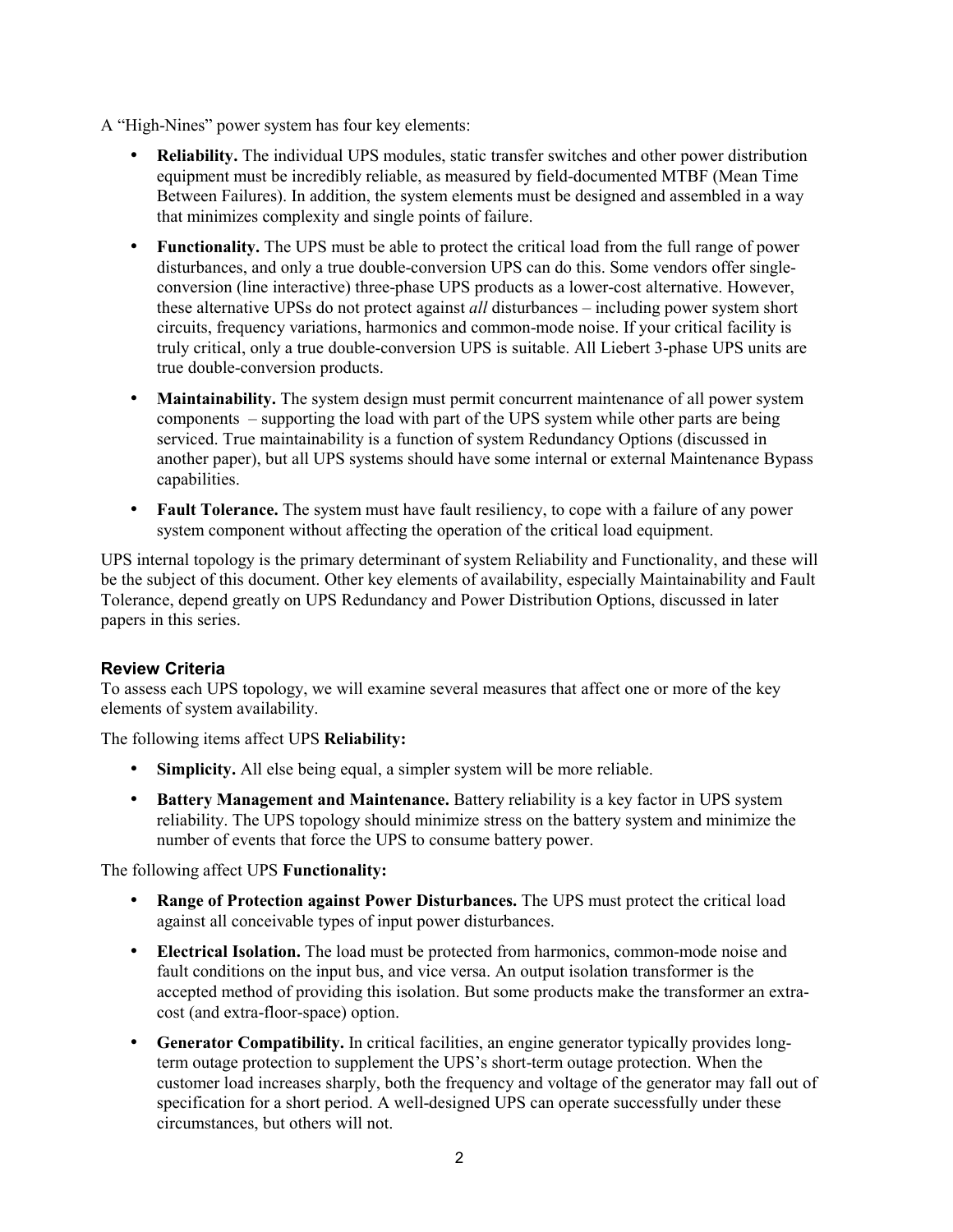A "High-Nines" power system has four key elements:

- **Reliability.** The individual UPS modules, static transfer switches and other power distribution equipment must be incredibly reliable, as measured by field-documented MTBF (Mean Time Between Failures). In addition, the system elements must be designed and assembled in a way that minimizes complexity and single points of failure.
- **Functionality.** The UPS must be able to protect the critical load from the full range of power disturbances, and only a true double-conversion UPS can do this. Some vendors offer single-conversion (line interactive) three-phase UPS products as a lower-cost alternative. However, these alternative UPSs do not protect against *all* disturbances – including power system short circuits, frequency variations, harmonics and common-mode noise. If your critical facility is truly critical, only a true double-conversion UPS is suitable. All Liebert 3-phase UPS units are true double-conversion products.
- **Maintainability.** The system design must permit concurrent maintenance of all power system components – supporting the load with part of the UPS system while other parts are being serviced. True maintainability is a function of system Redundancy Options (discussed in another paper), but all UPS systems should have some internal or external Maintenance Bypass capabilities.
- **Fault Tolerance.** The system must have fault resiliency, to cope with a failure of any power system component without affecting the operation of the critical load equipment.

UPS internal topology is the primary determinant of system Reliability and Functionality, and these will be the subject of this document. Other key elements of availability, especially Maintainability and Fault Tolerance, depend greatly on UPS Redundancy and Power Distribution Options, discussed in later papers in this series.

### Review Criteria

To assess each UPS topology, we will examine several measures that affect one or more of the key elements of system availability.

The following items affect UPS **Reliability:**

- **Simplicity.** All else being equal, a simpler system will be more reliable.
- **Battery Management and Maintenance.** Battery reliability is a key factor in UPS system reliability. The UPS topology should minimize stress on the battery system and minimize the number of events that force the UPS to consume battery power.

The following affect UPS **Functionality:**

- **Range of Protection against Power Disturbances.** The UPS must protect the critical load against all conceivable types of input power disturbances.
- **Electrical Isolation.** The load must be protected from harmonics, common-mode noise and fault conditions on the input bus, and vice versa. An output isolation transformer is the accepted method of providing this isolation. But some products make the transformer an extra-cost (and extra-floor-space) option.
- **Generator Compatibility.** In critical facilities, an engine generator typically provides long-term outage protection to supplement the UPS's short-term outage protection. When the customer load increases sharply, both the frequency and voltage of the generator may fall out of specification for a short period. A well-designed UPS can operate successfully under these circumstances, but others will not.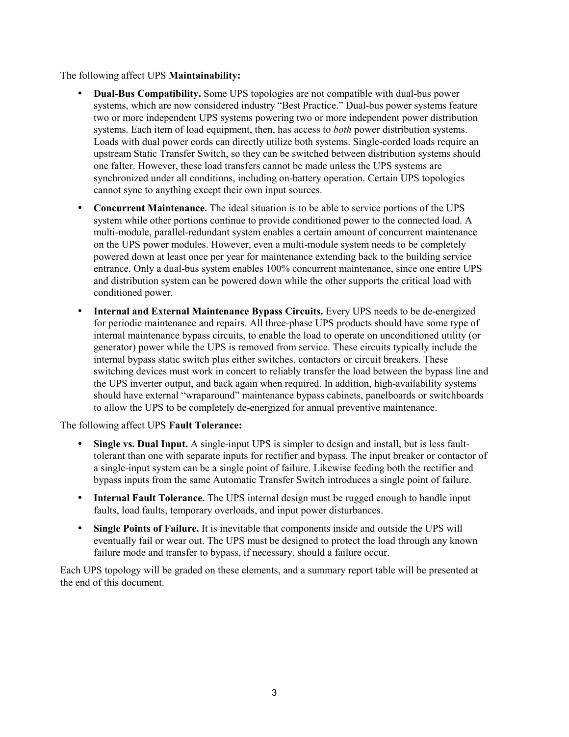The following affect UPS **Maintainability:**

- **Dual-Bus Compatibility.** Some UPS topologies are not compatible with dual-bus power systems, which are now considered industry "Best Practice." Dual-bus power systems feature two or more independent UPS systems powering two or more independent power distribution systems. Each item of load equipment, then, has access to *both* power distribution systems. Loads with dual power cords can directly utilize both systems. Single-corded loads require an upstream Static Transfer Switch, so they can be switched between distribution systems should one falter. However, these load transfers cannot be made unless the UPS systems are synchronized under all conditions, including on-battery operation. Certain UPS topologies cannot sync to anything except their own input sources.
- **Concurrent Maintenance.** The ideal situation is to be able to service portions of the UPS system while other portions continue to provide conditioned power to the connected load. A multi-module, parallel-redundant system enables a certain amount of concurrent maintenance on the UPS power modules. However, even a multi-module system needs to be completely powered down at least once per year for maintenance extending back to the building service entrance. Only a dual-bus system enables 100% concurrent maintenance, since one entire UPS and distribution system can be powered down while the other supports the critical load with conditioned power.
- **Internal and External Maintenance Bypass Circuits.** Every UPS needs to be de-energized for periodic maintenance and repairs. All three-phase UPS products should have some type of internal maintenance bypass circuits, to enable the load to operate on unconditioned utility (or generator) power while the UPS is removed from service. These circuits typically include the internal bypass static switch plus either switches, contactors or circuit breakers. These switching devices must work in concert to reliably transfer the load between the bypass line and the UPS inverter output, and back again when required. In addition, high-availability systems should have external "wraparound" maintenance bypass cabinets, panelboards or switchboards to allow the UPS to be completely de-energized for annual preventive maintenance.

The following affect UPS **Fault Tolerance:**

- **Single vs. Dual Input.** A single-input UPS is simpler to design and install, but is less fault-tolerant than one with separate inputs for rectifier and bypass. The input breaker or contactor of a single-input system can be a single point of failure. Likewise feeding both the rectifier and bypass inputs from the same Automatic Transfer Switch introduces a single point of failure.
- **Internal Fault Tolerance.** The UPS internal design must be rugged enough to handle input faults, load faults, temporary overloads, and input power disturbances.
- **Single Points of Failure.** It is inevitable that components inside and outside the UPS will eventually fail or wear out. The UPS must be designed to protect the load through any known failure mode and transfer to bypass, if necessary, should a failure occur.

Each UPS topology will be graded on these elements, and a summary report table will be presented at the end of this document.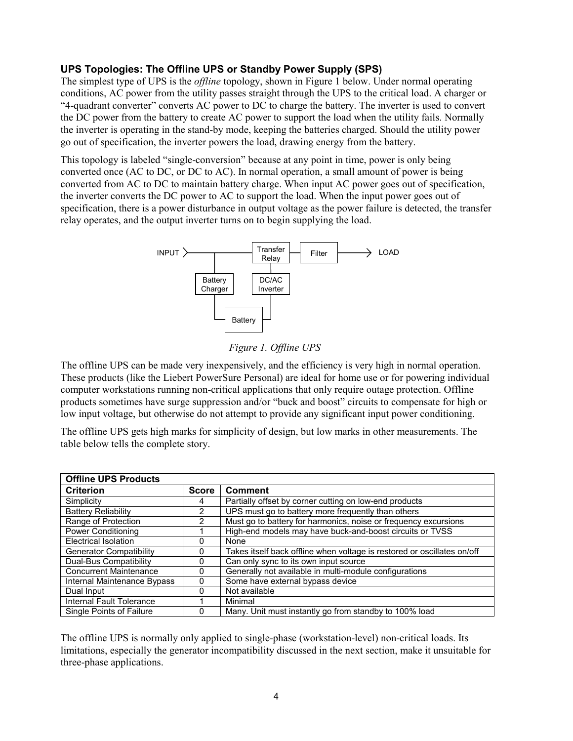### UPS Topologies: The Offline UPS or Standby Power Supply (SPS)

The simplest type of UPS is the *offline* topology, shown in Figure 1 below. Under normal operating conditions, AC power from the utility passes straight through the UPS to the critical load. A charger or "4-quadrant converter" converts AC power to DC to charge the battery. The inverter is used to convert the DC power from the battery to create AC power to support the load when the utility fails. Normally the inverter is operating in the stand-by mode, keeping the batteries charged. Should the utility power go out of specification, the inverter powers the load, drawing energy from the battery.

This topology is labeled "single-conversion" because at any point in time, power is only being converted once (AC to DC, or DC to AC). In normal operation, a small amount of power is being converted from AC to DC to maintain battery charge. When input AC power goes out of specification, the inverter converts the DC power to AC to support the load. When the input power goes out of specification, there is a power disturbance in output voltage as the power failure is detected, the transfer relay operates, and the output inverter turns on to begin supplying the load.

INPUT — Transfer Relay — Filter — LOAD

Battery Charger — Battery — DC/AC Inverter

*Figure 1. Offline UPS*

The offline UPS can be made very inexpensively, and the efficiency is very high in normal operation. These products (like the Liebert PowerSure Personal) are ideal for home use or for powering individual computer workstations running non-critical applications that only require outage protection. Offline products sometimes have surge suppression and/or "buck and boost" circuits to compensate for high or low input voltage, but otherwise do not attempt to provide any significant input power conditioning.

The offline UPS gets high marks for simplicity of design, but low marks in other measurements. The table below tells the complete story.

| **Offline UPS Products** | | |
|---|---|---|
| **Criterion** | **Score** | **Comment** |
| Simplicity | 4 | Partially offset by corner cutting on low-end products |
| Battery Reliability | 2 | UPS must go to battery more frequently than others |
| Range of Protection | 2 | Must go to battery for harmonics, noise or frequency excursions |
| Power Conditioning | 1 | High-end models may have buck-and-boost circuits or TVSS |
| Electrical Isolation | 0 | None |
| Generator Compatibility | 0 | Takes itself back offline when voltage is restored or oscillates on/off |
| Dual-Bus Compatibility | 0 | Can only sync to its own input source |
| Concurrent Maintenance | 0 | Generally not available in multi-module configurations |
| Internal Maintenance Bypass | 0 | Some have external bypass device |
| Dual Input | 0 | Not available |
| Internal Fault Tolerance | 1 | Minimal |
| Single Points of Failure | 0 | Many. Unit must instantly go from standby to 100% load |

The offline UPS is normally only applied to single-phase (workstation-level) non-critical loads. Its limitations, especially the generator incompatibility discussed in the next section, make it unsuitable for three-phase applications.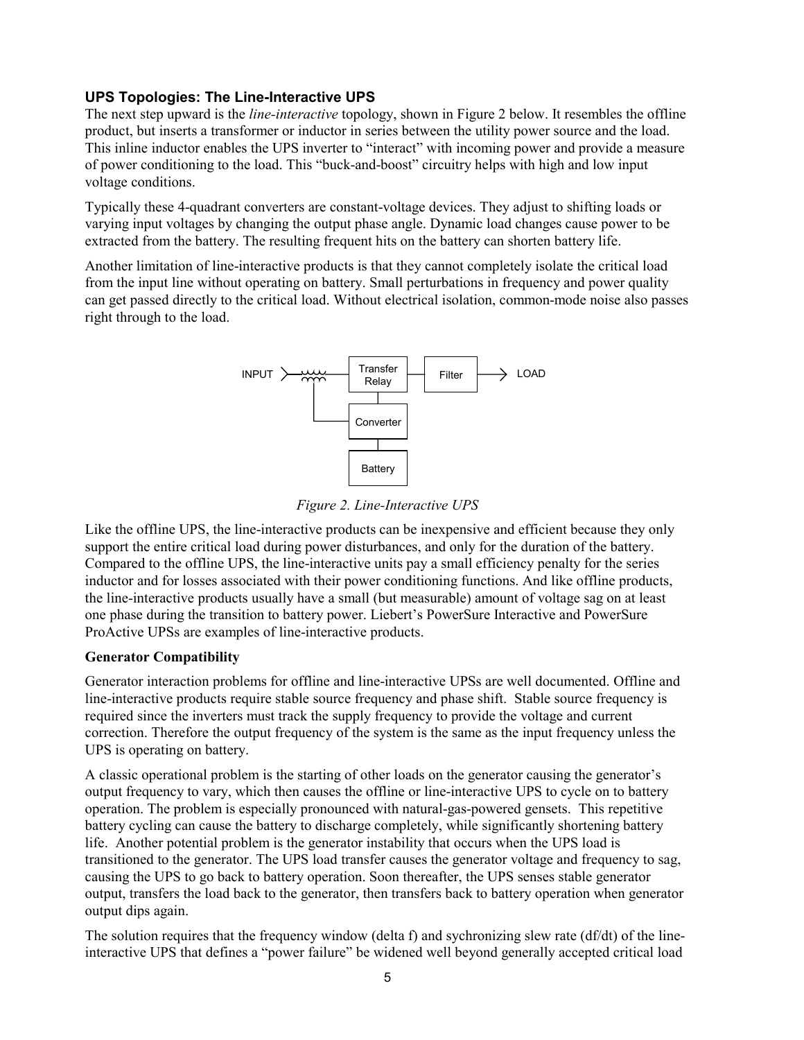### UPS Topologies: The Line-Interactive UPS

The next step upward is the *line-interactive* topology, shown in Figure 2 below. It resembles the offline product, but inserts a transformer or inductor in series between the utility power source and the load. This inline inductor enables the UPS inverter to "interact" with incoming power and provide a measure of power conditioning to the load. This "buck-and-boost" circuitry helps with high and low input voltage conditions.

Typically these 4-quadrant converters are constant-voltage devices. They adjust to shifting loads or varying input voltages by changing the output phase angle. Dynamic load changes cause power to be extracted from the battery. The resulting frequent hits on the battery can shorten battery life.

Another limitation of line-interactive products is that they cannot completely isolate the critical load from the input line without operating on battery. Small perturbations in frequency and power quality can get passed directly to the critical load. Without electrical isolation, common-mode noise also passes right through to the load.

INPUT — Transfer Relay — Filter — LOAD
Converter
Battery

*Figure 2. Line-Interactive UPS*

Like the offline UPS, the line-interactive products can be inexpensive and efficient because they only support the entire critical load during power disturbances, and only for the duration of the battery. Compared to the offline UPS, the line-interactive units pay a small efficiency penalty for the series inductor and for losses associated with their power conditioning functions. And like offline products, the line-interactive products usually have a small (but measurable) amount of voltage sag on at least one phase during the transition to battery power. Liebert's PowerSure Interactive and PowerSure ProActive UPSs are examples of line-interactive products.

**Generator Compatibility**

Generator interaction problems for offline and line-interactive UPSs are well documented. Offline and line-interactive products require stable source frequency and phase shift. Stable source frequency is required since the inverters must track the supply frequency to provide the voltage and current correction. Therefore the output frequency of the system is the same as the input frequency unless the UPS is operating on battery.

A classic operational problem is the starting of other loads on the generator causing the generator's output frequency to vary, which then causes the offline or line-interactive UPS to cycle on to battery operation. The problem is especially pronounced with natural-gas-powered gensets. This repetitive battery cycling can cause the battery to discharge completely, while significantly shortening battery life. Another potential problem is the generator instability that occurs when the UPS load is transitioned to the generator. The UPS load transfer causes the generator voltage and frequency to sag, causing the UPS to go back to battery operation. Soon thereafter, the UPS senses stable generator output, transfers the load back to the generator, then transfers back to battery operation when generator output dips again.

The solution requires that the frequency window (delta f) and sychronizing slew rate (df/dt) of the line-interactive UPS that defines a "power failure" be widened well beyond generally accepted critical load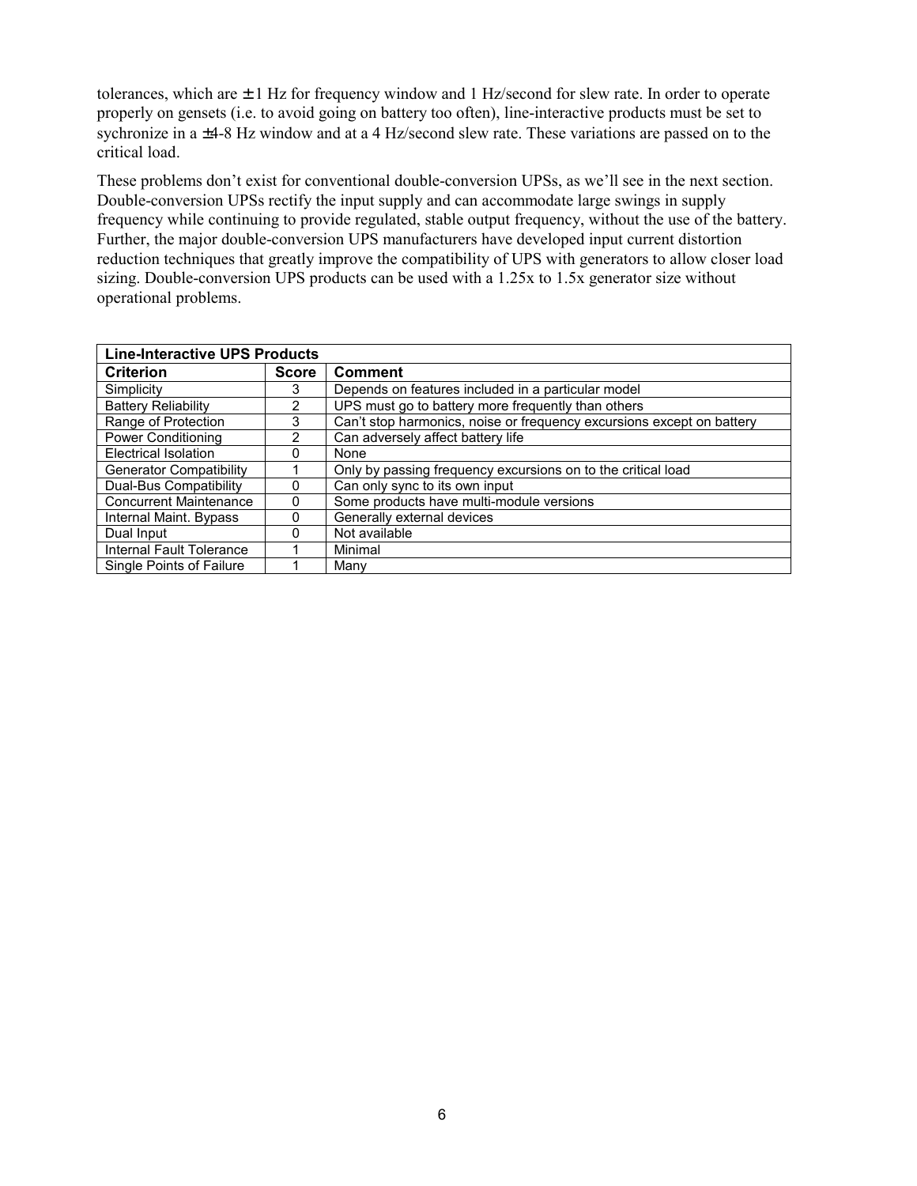tolerances, which are ± 1 Hz for frequency window and 1 Hz/second for slew rate. In order to operate properly on gensets (i.e. to avoid going on battery too often), line-interactive products must be set to sychronize in a ±4-8 Hz window and at a 4 Hz/second slew rate. These variations are passed on to the critical load.

These problems don't exist for conventional double-conversion UPSs, as we'll see in the next section. Double-conversion UPSs rectify the input supply and can accommodate large swings in supply frequency while continuing to provide regulated, stable output frequency, without the use of the battery. Further, the major double-conversion UPS manufacturers have developed input current distortion reduction techniques that greatly improve the compatibility of UPS with generators to allow closer load sizing. Double-conversion UPS products can be used with a 1.25x to 1.5x generator size without operational problems.

| **Line-Interactive UPS Products** | | |
|---|---|---|
| **Criterion** | **Score** | **Comment** |
| Simplicity | 3 | Depends on features included in a particular model |
| Battery Reliability | 2 | UPS must go to battery more frequently than others |
| Range of Protection | 3 | Can't stop harmonics, noise or frequency excursions except on battery |
| Power Conditioning | 2 | Can adversely affect battery life |
| Electrical Isolation | 0 | None |
| Generator Compatibility | 1 | Only by passing frequency excursions on to the critical load |
| Dual-Bus Compatibility | 0 | Can only sync to its own input |
| Concurrent Maintenance | 0 | Some products have multi-module versions |
| Internal Maint. Bypass | 0 | Generally external devices |
| Dual Input | 0 | Not available |
| Internal Fault Tolerance | 1 | Minimal |
| Single Points of Failure | 1 | Many |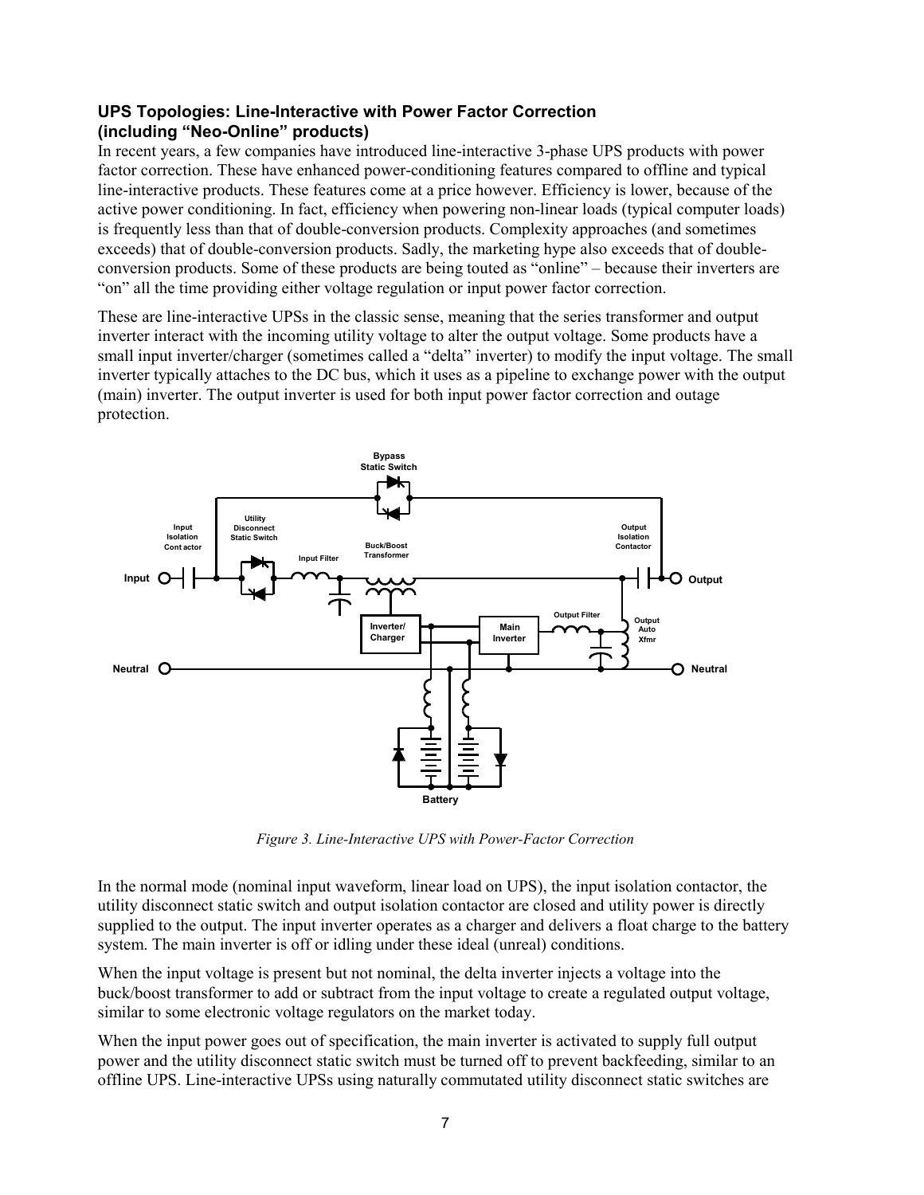### UPS Topologies: Line-Interactive with Power Factor Correction (including “Neo-Online” products)

In recent years, a few companies have introduced line-interactive 3-phase UPS products with power factor correction. These have enhanced power-conditioning features compared to offline and typical line-interactive products. These features come at a price however. Efficiency is lower, because of the active power conditioning. In fact, efficiency when powering non-linear loads (typical computer loads) is frequently less than that of double-conversion products. Complexity approaches (and sometimes exceeds) that of double-conversion products. Sadly, the marketing hype also exceeds that of double-conversion products. Some of these products are being touted as “online” – because their inverters are “on” all the time providing either voltage regulation or input power factor correction.

These are line-interactive UPSs in the classic sense, meaning that the series transformer and output inverter interact with the incoming utility voltage to alter the output voltage. Some products have a small input inverter/charger (sometimes called a “delta” inverter) to modify the input voltage. The small inverter typically attaches to the DC bus, which it uses as a pipeline to exchange power with the output (main) inverter. The output inverter is used for both input power factor correction and outage protection.

*Figure 3. Line-Interactive UPS with Power-Factor Correction*

In the normal mode (nominal input waveform, linear load on UPS), the input isolation contactor, the utility disconnect static switch and output isolation contactor are closed and utility power is directly supplied to the output. The input inverter operates as a charger and delivers a float charge to the battery system. The main inverter is off or idling under these ideal (unreal) conditions.

When the input voltage is present but not nominal, the delta inverter injects a voltage into the buck/boost transformer to add or subtract from the input voltage to create a regulated output voltage, similar to some electronic voltage regulators on the market today.

When the input power goes out of specification, the main inverter is activated to supply full output power and the utility disconnect static switch must be turned off to prevent backfeeding, similar to an offline UPS. Line-interactive UPSs using naturally commutated utility disconnect static switches are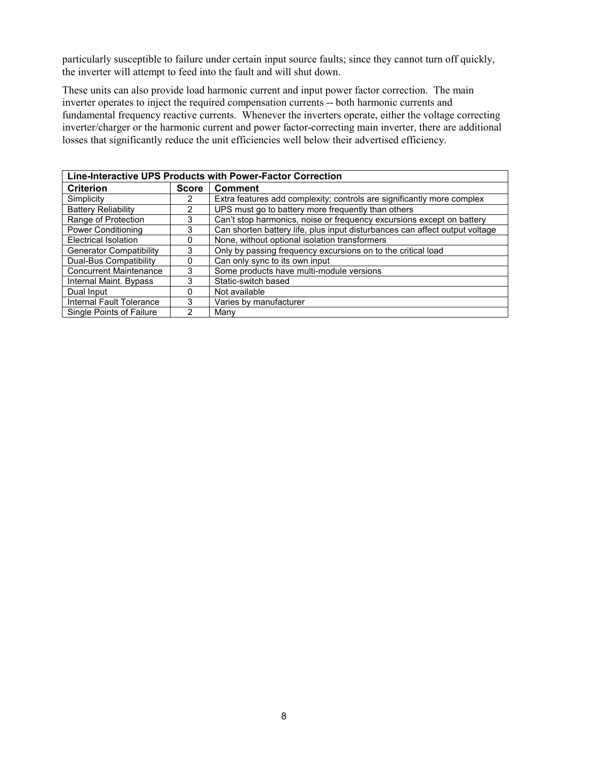particularly susceptible to failure under certain input source faults; since they cannot turn off quickly, the inverter will attempt to feed into the fault and will shut down.

These units can also provide load harmonic current and input power factor correction. The main inverter operates to inject the required compensation currents -- both harmonic currents and fundamental frequency reactive currents. Whenever the inverters operate, either the voltage correcting inverter/charger or the harmonic current and power factor-correcting main inverter, there are additional losses that significantly reduce the unit efficiencies well below their advertised efficiency.

| **Line-Interactive UPS Products with Power-Factor Correction** | | |
|---|---|---|
| **Criterion** | **Score** | **Comment** |
| Simplicity | 2 | Extra features add complexity; controls are significantly more complex |
| Battery Reliability | 2 | UPS must go to battery more frequently than others |
| Range of Protection | 3 | Can't stop harmonics, noise or frequency excursions except on battery |
| Power Conditioning | 3 | Can shorten battery life, plus input disturbances can affect output voltage |
| Electrical Isolation | 0 | None, without optional isolation transformers |
| Generator Compatibility | 3 | Only by passing frequency excursions on to the critical load |
| Dual-Bus Compatibility | 0 | Can only sync to its own input |
| Concurrent Maintenance | 3 | Some products have multi-module versions |
| Internal Maint. Bypass | 3 | Static-switch based |
| Dual Input | 0 | Not available |
| Internal Fault Tolerance | 3 | Varies by manufacturer |
| Single Points of Failure | 2 | Many |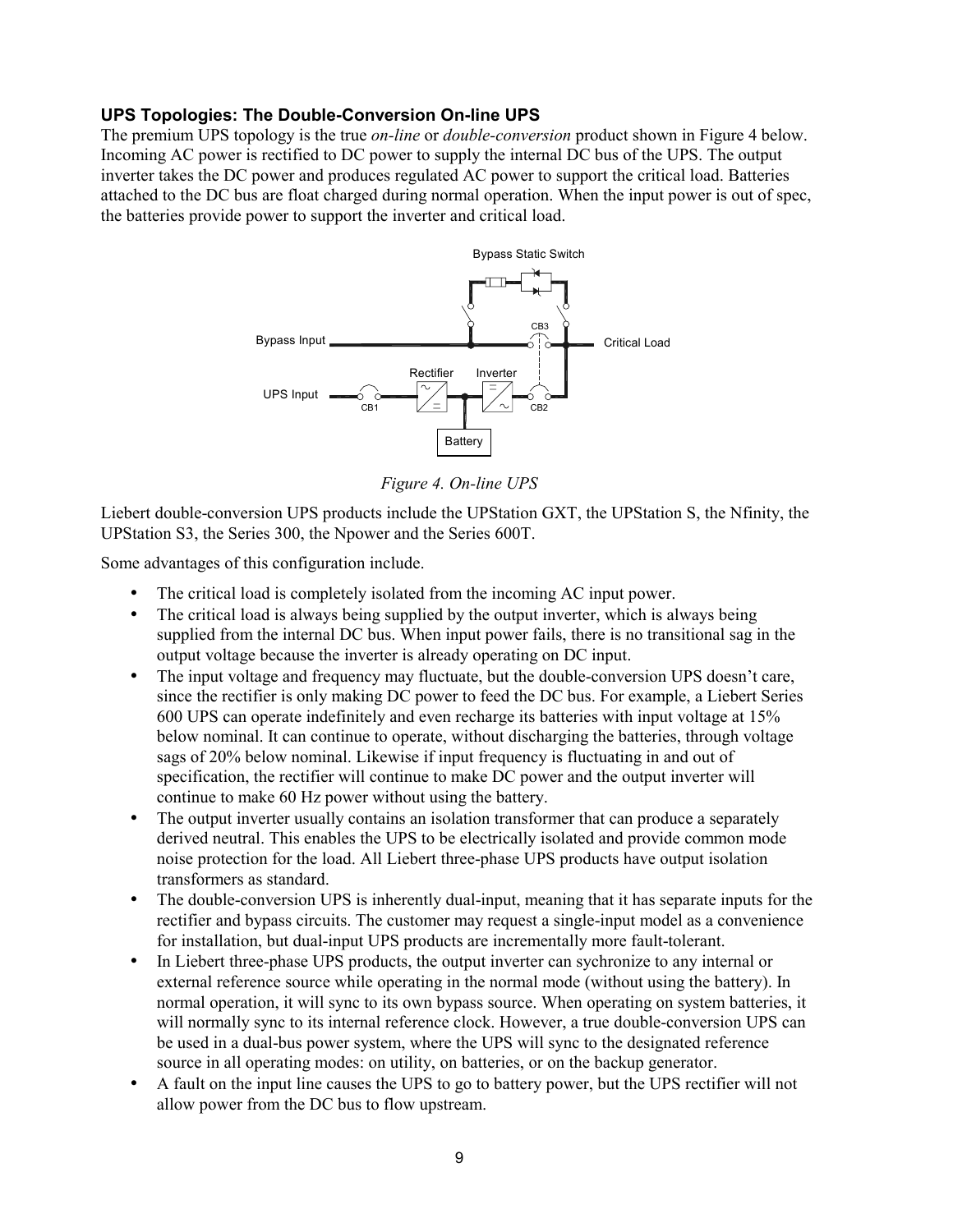### UPS Topologies: The Double-Conversion On-line UPS

The premium UPS topology is the true *on-line* or *double-conversion* product shown in Figure 4 below. Incoming AC power is rectified to DC power to supply the internal DC bus of the UPS. The output inverter takes the DC power and produces regulated AC power to support the critical load. Batteries attached to the DC bus are float charged during normal operation. When the input power is out of spec, the batteries provide power to support the inverter and critical load.

*Figure 4. On-line UPS*

Liebert double-conversion UPS products include the UPStation GXT, the UPStation S, the Nfinity, the UPStation S3, the Series 300, the Npower and the Series 600T.

Some advantages of this configuration include.

- The critical load is completely isolated from the incoming AC input power.
- The critical load is always being supplied by the output inverter, which is always being supplied from the internal DC bus. When input power fails, there is no transitional sag in the output voltage because the inverter is already operating on DC input.
- The input voltage and frequency may fluctuate, but the double-conversion UPS doesn't care, since the rectifier is only making DC power to feed the DC bus. For example, a Liebert Series 600 UPS can operate indefinitely and even recharge its batteries with input voltage at 15% below nominal. It can continue to operate, without discharging the batteries, through voltage sags of 20% below nominal. Likewise if input frequency is fluctuating in and out of specification, the rectifier will continue to make DC power and the output inverter will continue to make 60 Hz power without using the battery.
- The output inverter usually contains an isolation transformer that can produce a separately derived neutral. This enables the UPS to be electrically isolated and provide common mode noise protection for the load. All Liebert three-phase UPS products have output isolation transformers as standard.
- The double-conversion UPS is inherently dual-input, meaning that it has separate inputs for the rectifier and bypass circuits. The customer may request a single-input model as a convenience for installation, but dual-input UPS products are incrementally more fault-tolerant.
- In Liebert three-phase UPS products, the output inverter can sychronize to any internal or external reference source while operating in the normal mode (without using the battery). In normal operation, it will sync to its own bypass source. When operating on system batteries, it will normally sync to its internal reference clock. However, a true double-conversion UPS can be used in a dual-bus power system, where the UPS will sync to the designated reference source in all operating modes: on utility, on batteries, or on the backup generator.
- A fault on the input line causes the UPS to go to battery power, but the UPS rectifier will not allow power from the DC bus to flow upstream.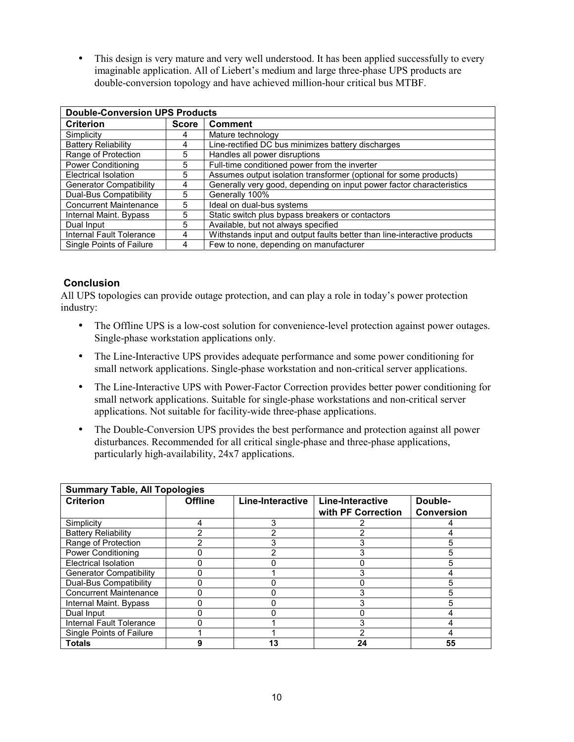- This design is very mature and very well understood. It has been applied successfully to every imaginable application. All of Liebert's medium and large three-phase UPS products are double-conversion topology and have achieved million-hour critical bus MTBF.

| Double-Conversion UPS Products | | |
|---|---|---|
| **Criterion** | **Score** | **Comment** |
| Simplicity | 4 | Mature technology |
| Battery Reliability | 4 | Line-rectified DC bus minimizes battery discharges |
| Range of Protection | 5 | Handles all power disruptions |
| Power Conditioning | 5 | Full-time conditioned power from the inverter |
| Electrical Isolation | 5 | Assumes output isolation transformer (optional for some products) |
| Generator Compatibility | 4 | Generally very good, depending on input power factor characteristics |
| Dual-Bus Compatibility | 5 | Generally 100% |
| Concurrent Maintenance | 5 | Ideal on dual-bus systems |
| Internal Maint. Bypass | 5 | Static switch plus bypass breakers or contactors |
| Dual Input | 5 | Available, but not always specified |
| Internal Fault Tolerance | 4 | Withstands input and output faults better than line-interactive products |
| Single Points of Failure | 4 | Few to none, depending on manufacturer |

## Conclusion

All UPS topologies can provide outage protection, and can play a role in today's power protection industry:

- The Offline UPS is a low-cost solution for convenience-level protection against power outages. Single-phase workstation applications only.
- The Line-Interactive UPS provides adequate performance and some power conditioning for small network applications. Single-phase workstation and non-critical server applications.
- The Line-Interactive UPS with Power-Factor Correction provides better power conditioning for small network applications. Suitable for single-phase workstations and non-critical server applications. Not suitable for facility-wide three-phase applications.
- The Double-Conversion UPS provides the best performance and protection against all power disturbances. Recommended for all critical single-phase and three-phase applications, particularly high-availability, 24x7 applications.

| Summary Table, All Topologies | | | | |
|---|---|---|---|---|
| **Criterion** | **Offline** | **Line-Interactive** | **Line-Interactive with PF Correction** | **Double-Conversion** |
| Simplicity | 4 | 3 | 2 | 4 |
| Battery Reliability | 2 | 2 | 2 | 4 |
| Range of Protection | 2 | 3 | 3 | 5 |
| Power Conditioning | 0 | 2 | 3 | 5 |
| Electrical Isolation | 0 | 0 | 0 | 5 |
| Generator Compatibility | 0 | 1 | 3 | 4 |
| Dual-Bus Compatibility | 0 | 0 | 0 | 5 |
| Concurrent Maintenance | 0 | 0 | 3 | 5 |
| Internal Maint. Bypass | 0 | 0 | 3 | 5 |
| Dual Input | 0 | 0 | 0 | 4 |
| Internal Fault Tolerance | 0 | 1 | 3 | 4 |
| Single Points of Failure | 1 | 1 | 2 | 4 |
| **Totals** | **9** | **13** | **24** | **55** |